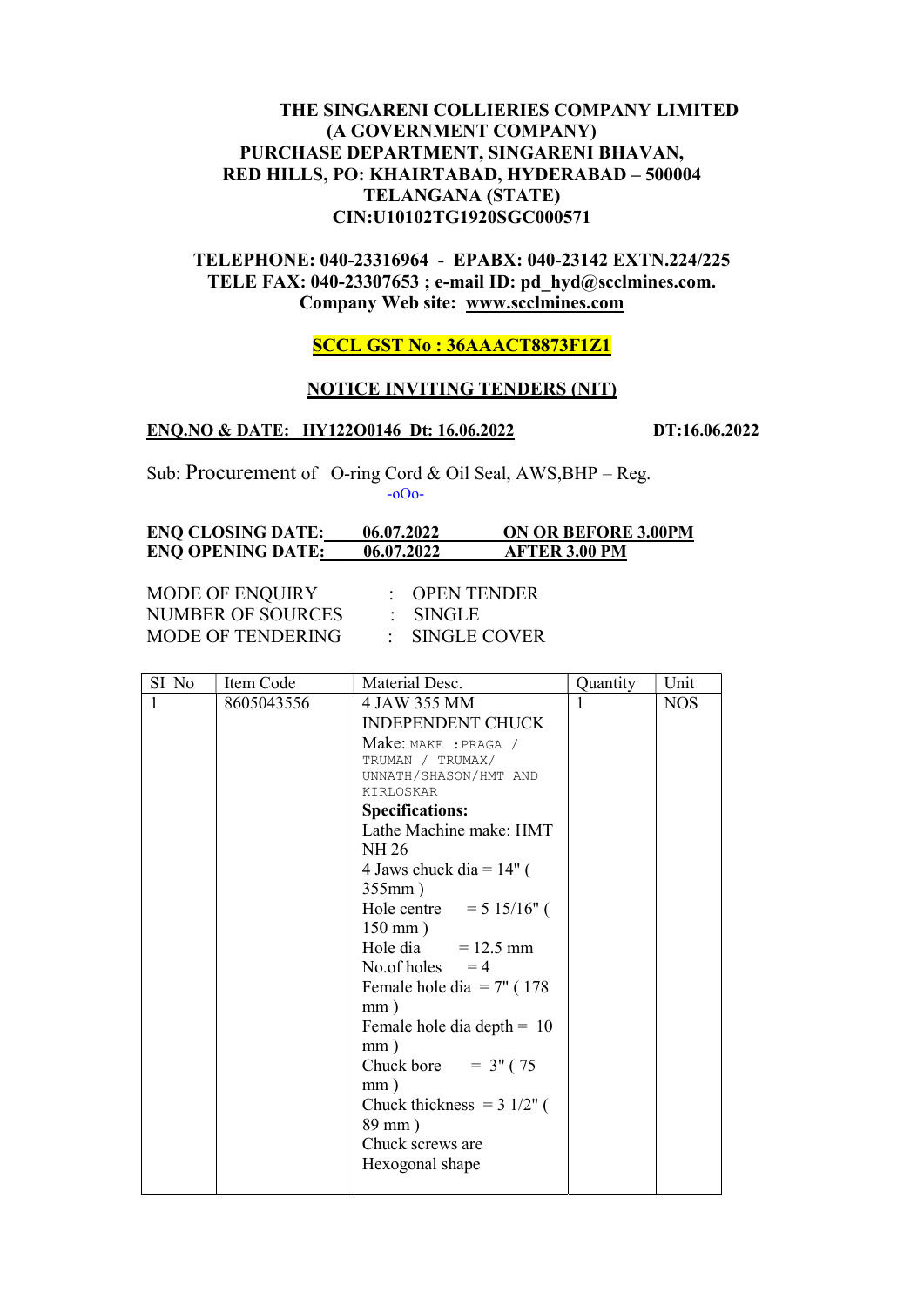**THE SINGARENI COLLIERIES COMPANY LIMITED**
**(A GOVERNMENT COMPANY)**
**PURCHASE DEPARTMENT, SINGARENI BHAVAN,**
**RED HILLS, PO: KHAIRTABAD, HYDERABAD – 500004**
**TELANGANA (STATE)**
**CIN:U10102TG1920SGC000571**

**TELEPHONE: 040-23316964 - EPABX: 040-23142 EXTN.224/225**
**TELE FAX: 040-23307653 ; e-mail ID: pd_hyd@scclmines.com.**
**Company Web site: www.scclmines.com**

**SCCL GST No : 36AAACT8873F1Z1**

## NOTICE INVITING TENDERS (NIT)

**ENQ.NO & DATE: HY122O0146 Dt: 16.06.2022** **DT:16.06.2022**

Sub: Procurement of O-ring Cord & Oil Seal, AWS,BHP – Reg.

-oOo-

**ENQ CLOSING DATE: 06.07.2022 ON OR BEFORE 3.00PM**
**ENQ OPENING DATE: 06.07.2022 AFTER 3.00 PM**

MODE OF ENQUIRY : OPEN TENDER
NUMBER OF SOURCES : SINGLE
MODE OF TENDERING : SINGLE COVER

| SI No | Item Code | Material Desc. | Quantity | Unit |
|---|---|---|---|---|
| 1 | 8605043556 | 4 JAW 355 MM INDEPENDENT CHUCK<br>Make: MAKE :PRAGA / TRUMAN / TRUMAX/ UNNATH/SHASON/HMT AND KIRLOSKAR<br>**Specifications:**<br>Lathe Machine make: HMT NH 26<br>4 Jaws chuck dia = 14" ( 355mm )<br>Hole centre = 5 15/16" ( 150 mm )<br>Hole dia = 12.5 mm<br>No.of holes = 4<br>Female hole dia = 7" ( 178 mm )<br>Female hole dia depth = 10 mm )<br>Chuck bore = 3" ( 75 mm )<br>Chuck thickness = 3 1/2" ( 89 mm )<br>Chuck screws are Hexogonal shape | 1 | NOS |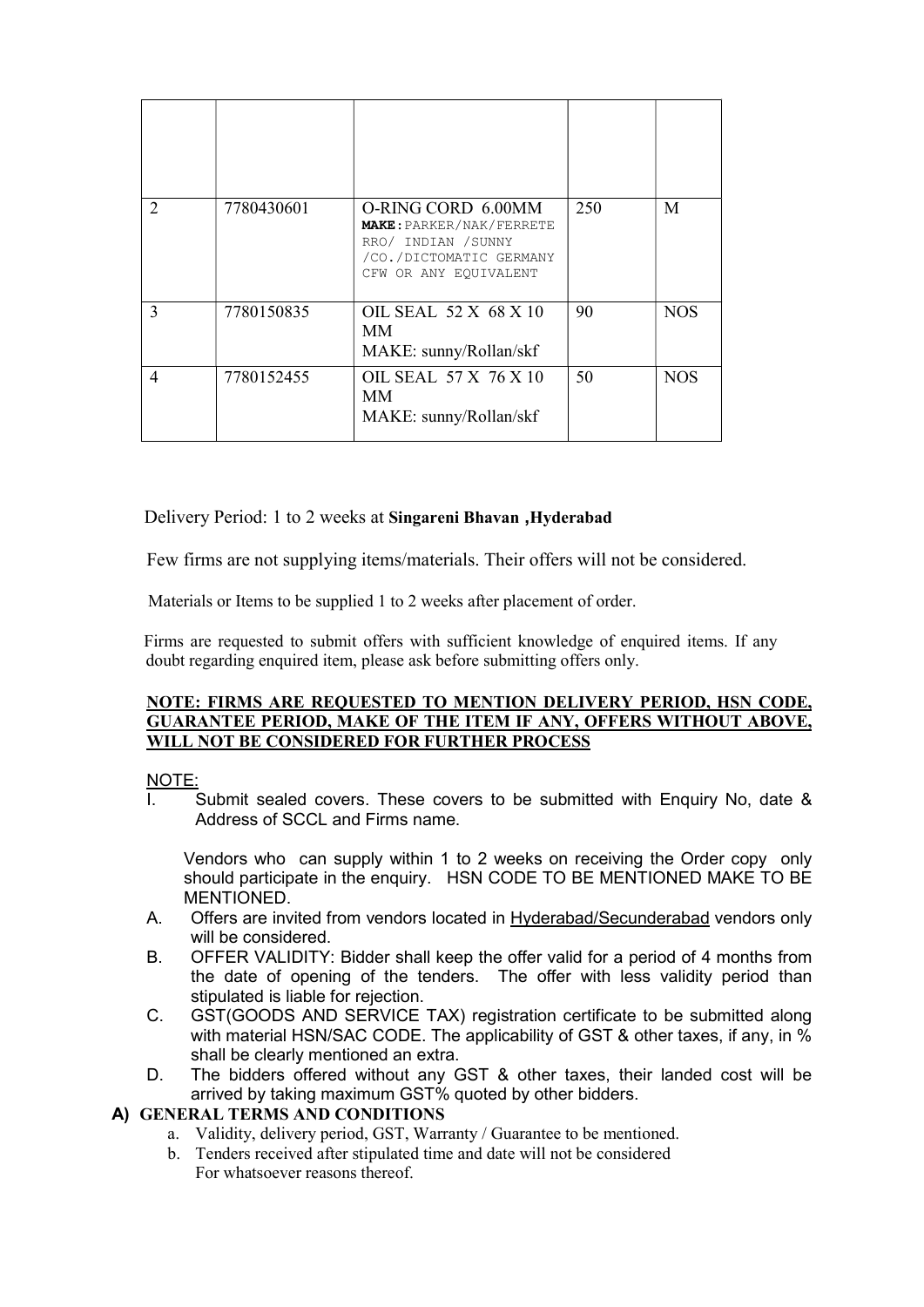| | | | | |
|---|---|---|---|---|
| | | | | |
| 2 | 7780430601 | O-RING CORD 6.00MM **MAKE**:PARKER/NAK/FERRETE RRO/ INDIAN /SUNNY /CO./DICTOMATIC GERMANY CFW OR ANY EQUIVALENT | 250 | M |
| 3 | 7780150835 | OIL SEAL 52 X 68 X 10 MM MAKE: sunny/Rollan/skf | 90 | NOS |
| 4 | 7780152455 | OIL SEAL 57 X 76 X 10 MM MAKE: sunny/Rollan/skf | 50 | NOS |

Delivery Period: 1 to 2 weeks at **Singareni Bhavan ,Hyderabad**

Few firms are not supplying items/materials. Their offers will not be considered.

Materials or Items to be supplied 1 to 2 weeks after placement of order.

Firms are requested to submit offers with sufficient knowledge of enquired items. If any doubt regarding enquired item, please ask before submitting offers only.

**NOTE: FIRMS ARE REQUESTED TO MENTION DELIVERY PERIOD, HSN CODE, GUARANTEE PERIOD, MAKE OF THE ITEM IF ANY, OFFERS WITHOUT ABOVE, WILL NOT BE CONSIDERED FOR FURTHER PROCESS**

NOTE:

I. Submit sealed covers. These covers to be submitted with Enquiry No, date & Address of SCCL and Firms name.

Vendors who can supply within 1 to 2 weeks on receiving the Order copy only should participate in the enquiry. HSN CODE TO BE MENTIONED MAKE TO BE MENTIONED.

A. Offers are invited from vendors located in Hyderabad/Secunderabad vendors only will be considered.

B. OFFER VALIDITY: Bidder shall keep the offer valid for a period of 4 months from the date of opening of the tenders. The offer with less validity period than stipulated is liable for rejection.

C. GST(GOODS AND SERVICE TAX) registration certificate to be submitted along with material HSN/SAC CODE. The applicability of GST & other taxes, if any, in % shall be clearly mentioned an extra.

D. The bidders offered without any GST & other taxes, their landed cost will be arrived by taking maximum GST% quoted by other bidders.

**A) GENERAL TERMS AND CONDITIONS**

a. Validity, delivery period, GST, Warranty / Guarantee to be mentioned.
b. Tenders received after stipulated time and date will not be considered For whatsoever reasons thereof.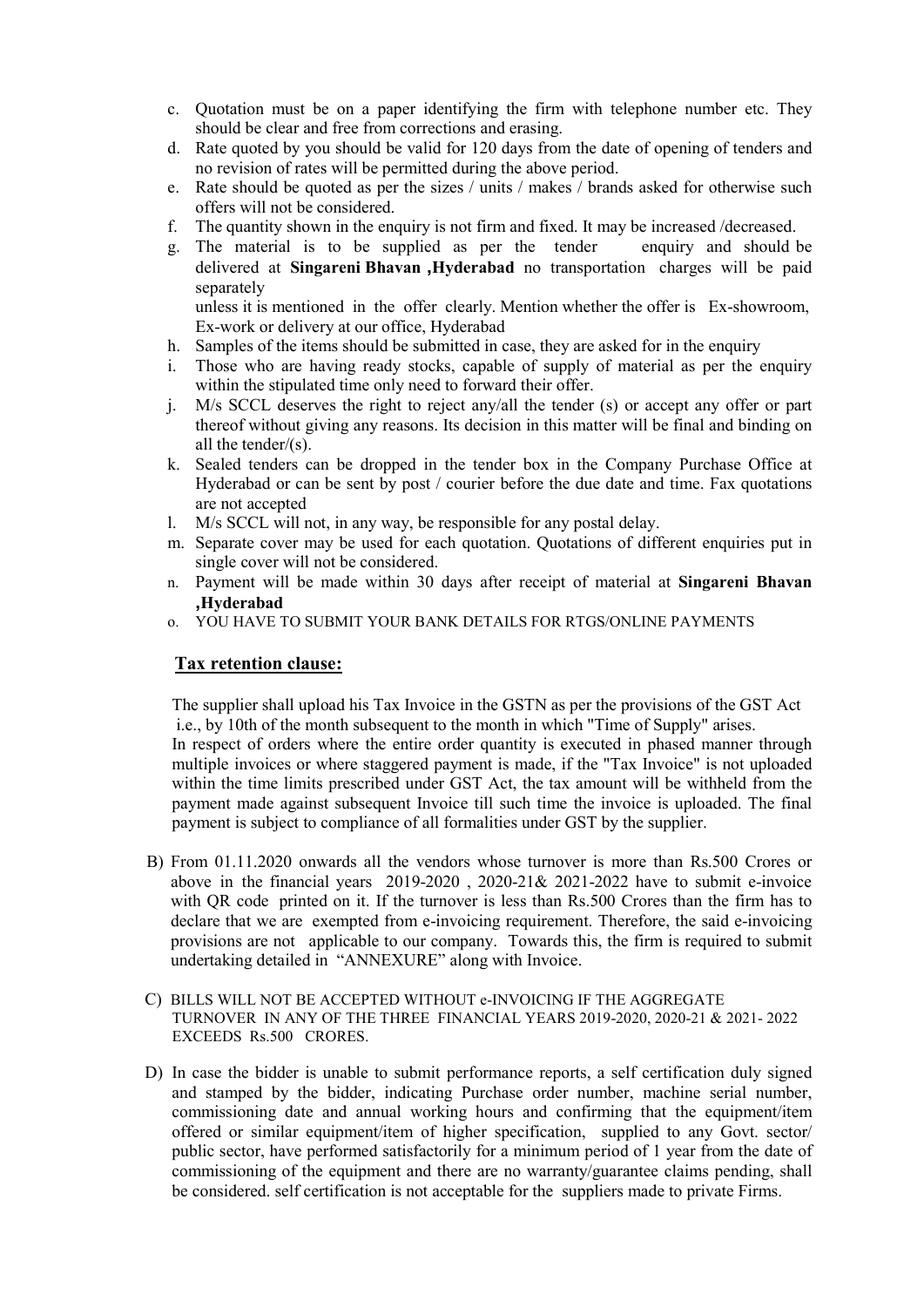c. Quotation must be on a paper identifying the firm with telephone number etc. They should be clear and free from corrections and erasing.
d. Rate quoted by you should be valid for 120 days from the date of opening of tenders and no revision of rates will be permitted during the above period.
e. Rate should be quoted as per the sizes / units / makes / brands asked for otherwise such offers will not be considered.
f. The quantity shown in the enquiry is not firm and fixed. It may be increased /decreased.
g. The material is to be supplied as per the tender enquiry and should be delivered at **Singareni Bhavan ,Hyderabad** no transportation charges will be paid separately
   unless it is mentioned in the offer clearly. Mention whether the offer is Ex-showroom, Ex-work or delivery at our office, Hyderabad
h. Samples of the items should be submitted in case, they are asked for in the enquiry
i. Those who are having ready stocks, capable of supply of material as per the enquiry within the stipulated time only need to forward their offer.
j. M/s SCCL deserves the right to reject any/all the tender (s) or accept any offer or part thereof without giving any reasons. Its decision in this matter will be final and binding on all the tender/(s).
k. Sealed tenders can be dropped in the tender box in the Company Purchase Office at Hyderabad or can be sent by post / courier before the due date and time. Fax quotations are not accepted
l. M/s SCCL will not, in any way, be responsible for any postal delay.
m. Separate cover may be used for each quotation. Quotations of different enquiries put in single cover will not be considered.
n. Payment will be made within 30 days after receipt of material at **Singareni Bhavan ,Hyderabad**
o. YOU HAVE TO SUBMIT YOUR BANK DETAILS FOR RTGS/ONLINE PAYMENTS

## Tax retention clause:

The supplier shall upload his Tax Invoice in the GSTN as per the provisions of the GST Act i.e., by 10th of the month subsequent to the month in which "Time of Supply" arises.
In respect of orders where the entire order quantity is executed in phased manner through multiple invoices or where staggered payment is made, if the "Tax Invoice" is not uploaded within the time limits prescribed under GST Act, the tax amount will be withheld from the payment made against subsequent Invoice till such time the invoice is uploaded. The final payment is subject to compliance of all formalities under GST by the supplier.

B) From 01.11.2020 onwards all the vendors whose turnover is more than Rs.500 Crores or above in the financial years 2019-2020 , 2020-21& 2021-2022 have to submit e-invoice with QR code printed on it. If the turnover is less than Rs.500 Crores than the firm has to declare that we are exempted from e-invoicing requirement. Therefore, the said e-invoicing provisions are not applicable to our company. Towards this, the firm is required to submit undertaking detailed in "ANNEXURE" along with Invoice.

C) BILLS WILL NOT BE ACCEPTED WITHOUT e-INVOICING IF THE AGGREGATE TURNOVER IN ANY OF THE THREE FINANCIAL YEARS 2019-2020, 2020-21 & 2021- 2022 EXCEEDS Rs.500 CRORES.

D) In case the bidder is unable to submit performance reports, a self certification duly signed and stamped by the bidder, indicating Purchase order number, machine serial number, commissioning date and annual working hours and confirming that the equipment/item offered or similar equipment/item of higher specification, supplied to any Govt. sector/ public sector, have performed satisfactorily for a minimum period of 1 year from the date of commissioning of the equipment and there are no warranty/guarantee claims pending, shall be considered. self certification is not acceptable for the suppliers made to private Firms.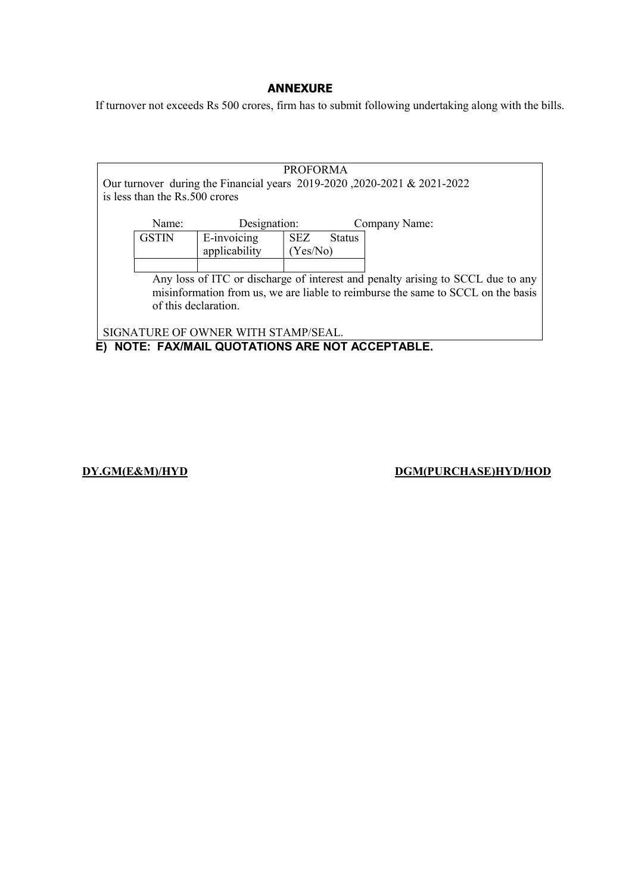## ANNEXURE

If turnover not exceeds Rs 500 crores, firm has to submit following undertaking along with the bills.

PROFORMA

Our turnover during the Financial years 2019-2020 ,2020-2021 & 2021-2022 is less than the Rs.500 crores

Name: Designation: Company Name:

| GSTIN | E-invoicing applicability | SEZ Status (Yes/No) |
|---|---|---|
| | | |

Any loss of ITC or discharge of interest and penalty arising to SCCL due to any misinformation from us, we are liable to reimburse the same to SCCL on the basis of this declaration.

SIGNATURE OF OWNER WITH STAMP/SEAL.

**E) NOTE: FAX/MAIL QUOTATIONS ARE NOT ACCEPTABLE.**

**DY.GM(E&M)/HYD** **DGM(PURCHASE)HYD/HOD**